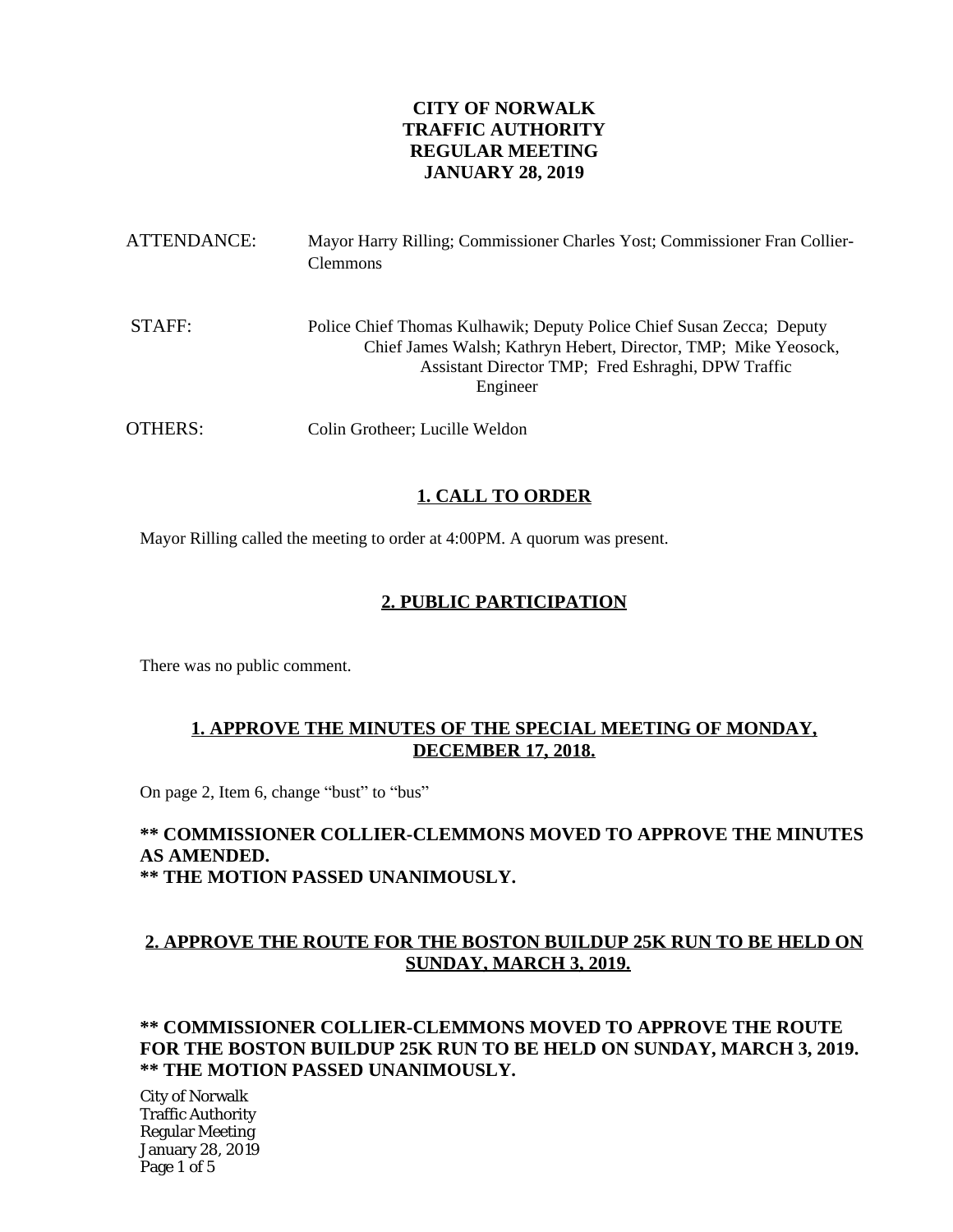# CITY OF NORWALK
# TRAFFIC AUTHORITY
# REGULAR MEETING
# JANUARY 28, 2019

ATTENDANCE: Mayor Harry Rilling; Commissioner Charles Yost; Commissioner Fran Collier-Clemmons

STAFF: Police Chief Thomas Kulhawik; Deputy Police Chief Susan Zecca; Deputy Chief James Walsh; Kathryn Hebert, Director, TMP; Mike Yeosock, Assistant Director TMP; Fred Eshraghi, DPW Traffic Engineer

OTHERS: Colin Grotheer; Lucille Weldon

## 1. CALL TO ORDER

Mayor Rilling called the meeting to order at 4:00PM. A quorum was present.

## 2. PUBLIC PARTICIPATION

There was no public comment.

## 1. APPROVE THE MINUTES OF THE SPECIAL MEETING OF MONDAY, DECEMBER 17, 2018.

On page 2, Item 6, change "bust" to "bus"

**** COMMISSIONER COLLIER-CLEMMONS MOVED TO APPROVE THE MINUTES AS AMENDED.**
**** THE MOTION PASSED UNANIMOUSLY.**

## 2. APPROVE THE ROUTE FOR THE BOSTON BUILDUP 25K RUN TO BE HELD ON SUNDAY, MARCH 3, 2019.

**** COMMISSIONER COLLIER-CLEMMONS MOVED TO APPROVE THE ROUTE FOR THE BOSTON BUILDUP 25K RUN TO BE HELD ON SUNDAY, MARCH 3, 2019.**
**** THE MOTION PASSED UNANIMOUSLY.**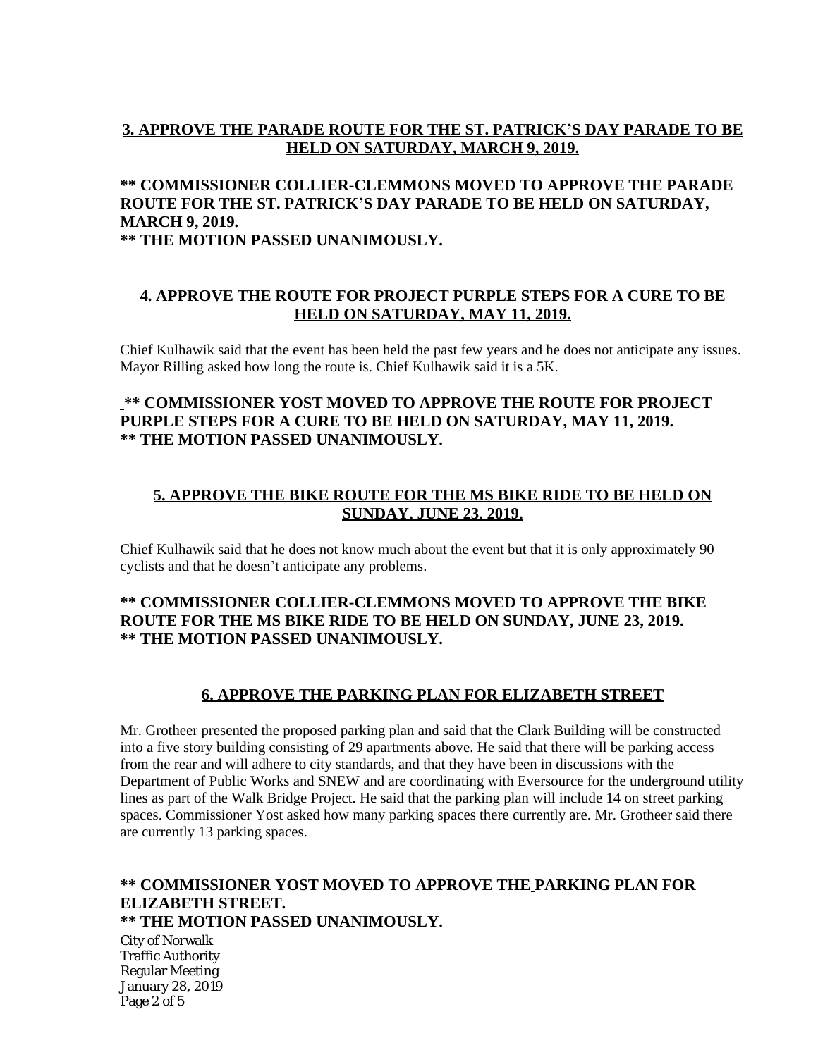## 3. APPROVE THE PARADE ROUTE FOR THE ST. PATRICK'S DAY PARADE TO BE HELD ON SATURDAY, MARCH 9, 2019.

**** COMMISSIONER COLLIER-CLEMMONS MOVED TO APPROVE THE PARADE ROUTE FOR THE ST. PATRICK'S DAY PARADE TO BE HELD ON SATURDAY, MARCH 9, 2019.**
**** THE MOTION PASSED UNANIMOUSLY.**

## 4. APPROVE THE ROUTE FOR PROJECT PURPLE STEPS FOR A CURE TO BE HELD ON SATURDAY, MAY 11, 2019.

Chief Kulhawik said that the event has been held the past few years and he does not anticipate any issues. Mayor Rilling asked how long the route is. Chief Kulhawik said it is a 5K.

**** COMMISSIONER YOST MOVED TO APPROVE THE ROUTE FOR PROJECT PURPLE STEPS FOR A CURE TO BE HELD ON SATURDAY, MAY 11, 2019.**
**** THE MOTION PASSED UNANIMOUSLY.**

## 5. APPROVE THE BIKE ROUTE FOR THE MS BIKE RIDE TO BE HELD ON SUNDAY, JUNE 23, 2019.

Chief Kulhawik said that he does not know much about the event but that it is only approximately 90 cyclists and that he doesn't anticipate any problems.

**** COMMISSIONER COLLIER-CLEMMONS MOVED TO APPROVE THE BIKE ROUTE FOR THE MS BIKE RIDE TO BE HELD ON SUNDAY, JUNE 23, 2019.**
**** THE MOTION PASSED UNANIMOUSLY.**

## 6. APPROVE THE PARKING PLAN FOR ELIZABETH STREET

Mr. Grotheer presented the proposed parking plan and said that the Clark Building will be constructed into a five story building consisting of 29 apartments above. He said that there will be parking access from the rear and will adhere to city standards, and that they have been in discussions with the Department of Public Works and SNEW and are coordinating with Eversource for the underground utility lines as part of the Walk Bridge Project. He said that the parking plan will include 14 on street parking spaces. Commissioner Yost asked how many parking spaces there currently are. Mr. Grotheer said there are currently 13 parking spaces.

**** COMMISSIONER YOST MOVED TO APPROVE THE PARKING PLAN FOR ELIZABETH STREET.**
**** THE MOTION PASSED UNANIMOUSLY.**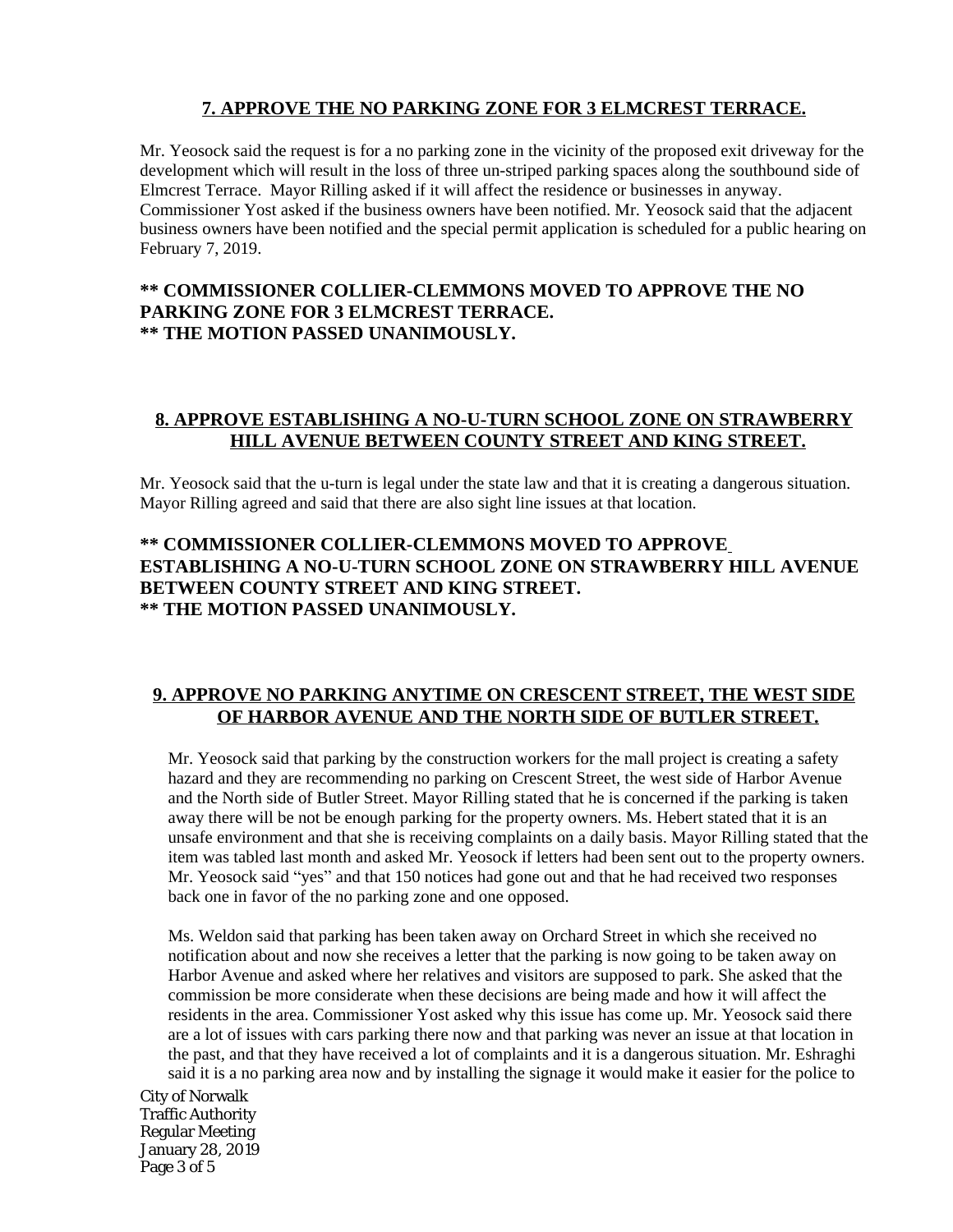## 7. APPROVE THE NO PARKING ZONE FOR 3 ELMCREST TERRACE.

Mr. Yeosock said the request is for a no parking zone in the vicinity of the proposed exit driveway for the development which will result in the loss of three un-striped parking spaces along the southbound side of Elmcrest Terrace. Mayor Rilling asked if it will affect the residence or businesses in anyway. Commissioner Yost asked if the business owners have been notified. Mr. Yeosock said that the adjacent business owners have been notified and the special permit application is scheduled for a public hearing on February 7, 2019.

**** COMMISSIONER COLLIER-CLEMMONS MOVED TO APPROVE THE NO PARKING ZONE FOR 3 ELMCREST TERRACE.**
**** THE MOTION PASSED UNANIMOUSLY.**

## 8. APPROVE ESTABLISHING A NO-U-TURN SCHOOL ZONE ON STRAWBERRY HILL AVENUE BETWEEN COUNTY STREET AND KING STREET.

Mr. Yeosock said that the u-turn is legal under the state law and that it is creating a dangerous situation. Mayor Rilling agreed and said that there are also sight line issues at that location.

**** COMMISSIONER COLLIER-CLEMMONS MOVED TO APPROVE ESTABLISHING A NO-U-TURN SCHOOL ZONE ON STRAWBERRY HILL AVENUE BETWEEN COUNTY STREET AND KING STREET.**
**** THE MOTION PASSED UNANIMOUSLY.**

## 9. APPROVE NO PARKING ANYTIME ON CRESCENT STREET, THE WEST SIDE OF HARBOR AVENUE AND THE NORTH SIDE OF BUTLER STREET.

Mr. Yeosock said that parking by the construction workers for the mall project is creating a safety hazard and they are recommending no parking on Crescent Street, the west side of Harbor Avenue and the North side of Butler Street. Mayor Rilling stated that he is concerned if the parking is taken away there will be not be enough parking for the property owners. Ms. Hebert stated that it is an unsafe environment and that she is receiving complaints on a daily basis. Mayor Rilling stated that the item was tabled last month and asked Mr. Yeosock if letters had been sent out to the property owners. Mr. Yeosock said "yes" and that 150 notices had gone out and that he had received two responses back one in favor of the no parking zone and one opposed.

Ms. Weldon said that parking has been taken away on Orchard Street in which she received no notification about and now she receives a letter that the parking is now going to be taken away on Harbor Avenue and asked where her relatives and visitors are supposed to park. She asked that the commission be more considerate when these decisions are being made and how it will affect the residents in the area. Commissioner Yost asked why this issue has come up. Mr. Yeosock said there are a lot of issues with cars parking there now and that parking was never an issue at that location in the past, and that they have received a lot of complaints and it is a dangerous situation. Mr. Eshraghi said it is a no parking area now and by installing the signage it would make it easier for the police to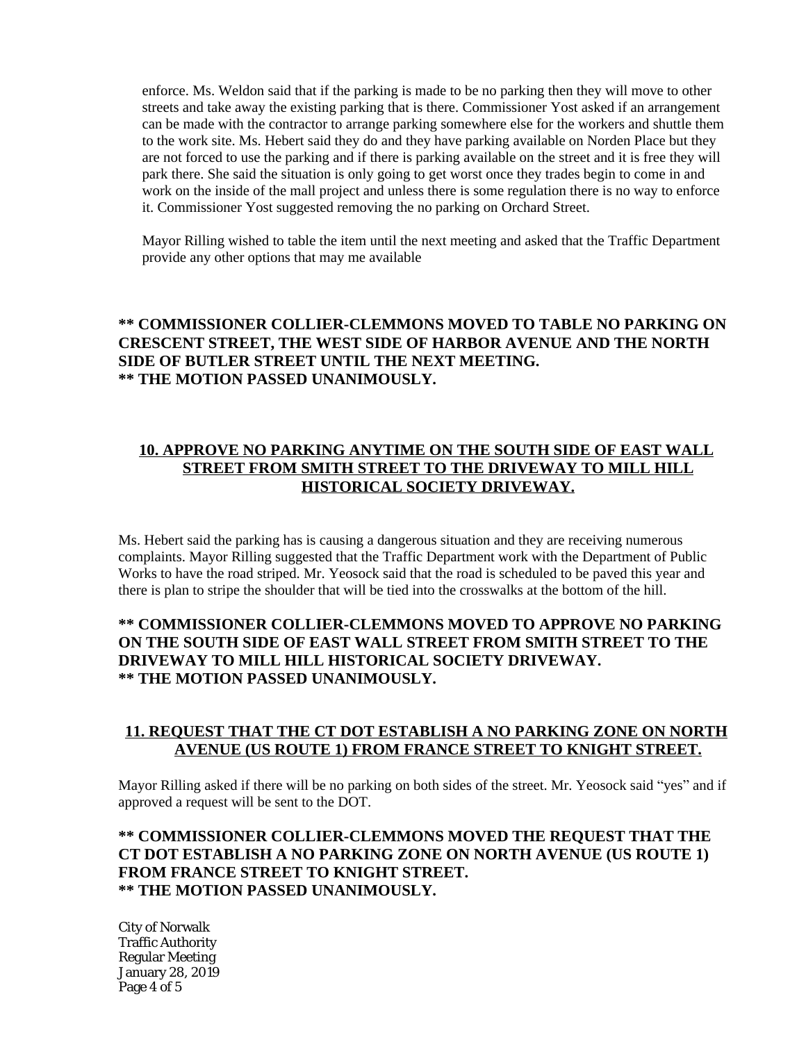enforce. Ms. Weldon said that if the parking is made to be no parking then they will move to other streets and take away the existing parking that is there. Commissioner Yost asked if an arrangement can be made with the contractor to arrange parking somewhere else for the workers and shuttle them to the work site. Ms. Hebert said they do and they have parking available on Norden Place but they are not forced to use the parking and if there is parking available on the street and it is free they will park there. She said the situation is only going to get worst once they trades begin to come in and work on the inside of the mall project and unless there is some regulation there is no way to enforce it. Commissioner Yost suggested removing the no parking on Orchard Street.

Mayor Rilling wished to table the item until the next meeting and asked that the Traffic Department provide any other options that may me available

**\*\* COMMISSIONER COLLIER-CLEMMONS MOVED TO TABLE NO PARKING ON CRESCENT STREET, THE WEST SIDE OF HARBOR AVENUE AND THE NORTH SIDE OF BUTLER STREET UNTIL THE NEXT MEETING.**
**\*\* THE MOTION PASSED UNANIMOUSLY.**

## 10. APPROVE NO PARKING ANYTIME ON THE SOUTH SIDE OF EAST WALL STREET FROM SMITH STREET TO THE DRIVEWAY TO MILL HILL HISTORICAL SOCIETY DRIVEWAY.

Ms. Hebert said the parking has is causing a dangerous situation and they are receiving numerous complaints. Mayor Rilling suggested that the Traffic Department work with the Department of Public Works to have the road striped. Mr. Yeosock said that the road is scheduled to be paved this year and there is plan to stripe the shoulder that will be tied into the crosswalks at the bottom of the hill.

**\*\* COMMISSIONER COLLIER-CLEMMONS MOVED TO APPROVE NO PARKING ON THE SOUTH SIDE OF EAST WALL STREET FROM SMITH STREET TO THE DRIVEWAY TO MILL HILL HISTORICAL SOCIETY DRIVEWAY.**
**\*\* THE MOTION PASSED UNANIMOUSLY.**

## 11. REQUEST THAT THE CT DOT ESTABLISH A NO PARKING ZONE ON NORTH AVENUE (US ROUTE 1) FROM FRANCE STREET TO KNIGHT STREET.

Mayor Rilling asked if there will be no parking on both sides of the street. Mr. Yeosock said "yes" and if approved a request will be sent to the DOT.

**\*\* COMMISSIONER COLLIER-CLEMMONS MOVED THE REQUEST THAT THE CT DOT ESTABLISH A NO PARKING ZONE ON NORTH AVENUE (US ROUTE 1) FROM FRANCE STREET TO KNIGHT STREET.**
**\*\* THE MOTION PASSED UNANIMOUSLY.**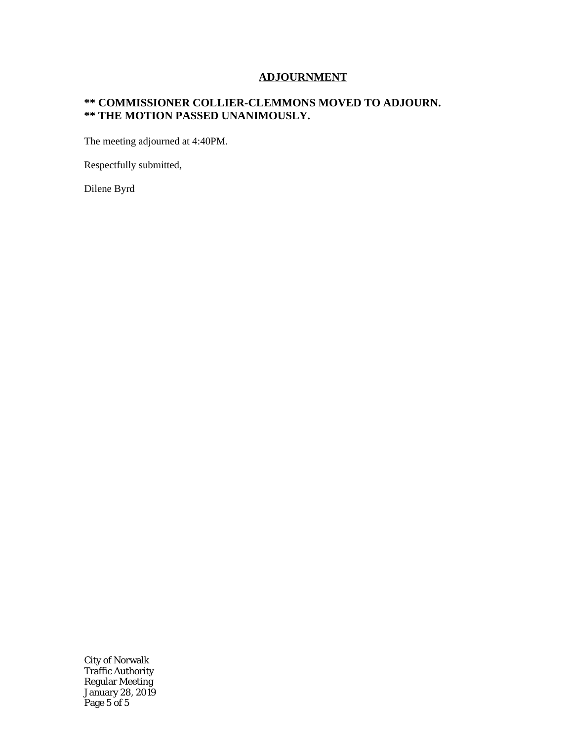## ADJOURNMENT

**** COMMISSIONER COLLIER-CLEMMONS MOVED TO ADJOURN.**
**** THE MOTION PASSED UNANIMOUSLY.**

The meeting adjourned at 4:40PM.

Respectfully submitted,

Dilene Byrd